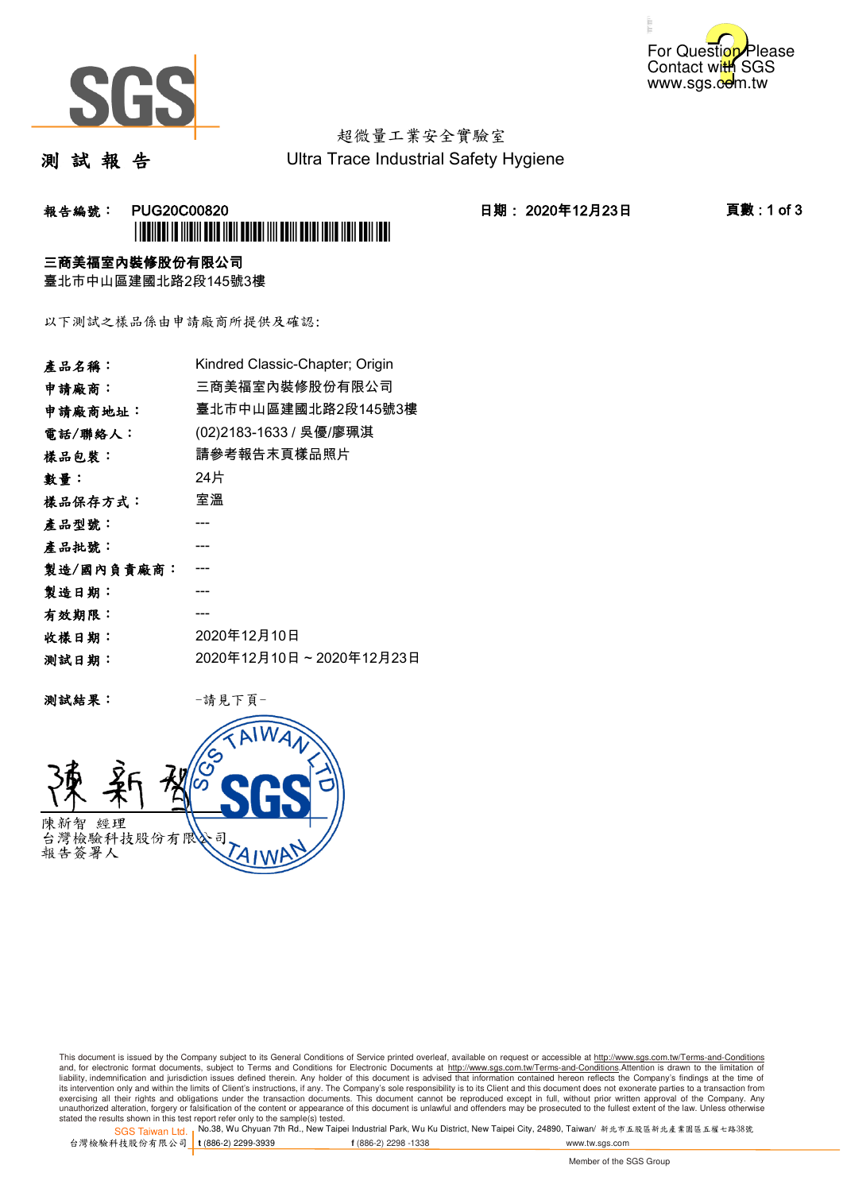For Question Please Contact with SGS
www.sgs.com.tw

超微量工業安全實驗室
Ultra Trace Industrial Safety Hygiene

# 測 試 報 告

**報告編號： PUG20C00820** **日期： 2020年12月23日**

**三商美福室內裝修股份有限公司**
臺北市中山區建國北路2段145號3樓

以下測試之樣品係由申請廠商所提供及確認:

| | |
|---|---|
| **產品名稱：** | Kindred Classic-Chapter; Origin |
| **申請廠商：** | 三商美福室內裝修股份有限公司 |
| **申請廠商地址：** | 臺北市中山區建國北路2段145號3樓 |
| **電話/聯絡人：** | (02)2183-1633 / 吳優/廖珮淇 |
| **樣品包裝：** | 請參考報告末頁樣品照片 |
| **數量：** | 24片 |
| **樣品保存方式：** | 室溫 |
| **產品型號：** | --- |
| **產品批號：** | --- |
| **製造/國內負責廠商：** | --- |
| **製造日期：** | --- |
| **有效期限：** | --- |
| **收樣日期：** | 2020年12月10日 |
| **測試日期：** | 2020年12月10日 ~ 2020年12月23日 |

**測試結果：** -請見下頁-

陳新智 經理
台灣檢驗科技股份有限公司
報告簽署人

This document is issued by the Company subject to its General Conditions of Service printed overleaf, available on request or accessible at http://www.sgs.com.tw/Terms-and-Conditions and, for electronic format documents, subject to Terms and Conditions for Electronic Documents at http://www.sgs.com.tw/Terms-and-Conditions.Attention is drawn to the limitation of liability, indemnification and jurisdiction issues defined therein. Any holder of this document is advised that information contained hereon reflects the Company's findings at the time of its intervention only and within the limits of Client's instructions, if any. The Company's sole responsibility is to its Client and this document does not exonerate parties to a transaction from exercising all their rights and obligations under the transaction documents. This document cannot be reproduced except in full, without prior written approval of the Company. Any unauthorized alteration, forgery or falsification of the content or appearance of this document is unlawful and offenders may be prosecuted to the fullest extent of the law. Unless otherwise stated the results shown in this test report refer only to the sample(s) tested.

SGS Taiwan Ltd. 台灣檢驗科技股份有限公司 | No.38, Wu Chyuan 7th Rd., New Taipei Industrial Park, Wu Ku District, New Taipei City, 24890, Taiwan/ 新北市五股區新北產業園區五權七路38號 | t (886-2) 2299-3939 f (886-2) 2298 -1338 www.tw.sgs.com

Member of the SGS Group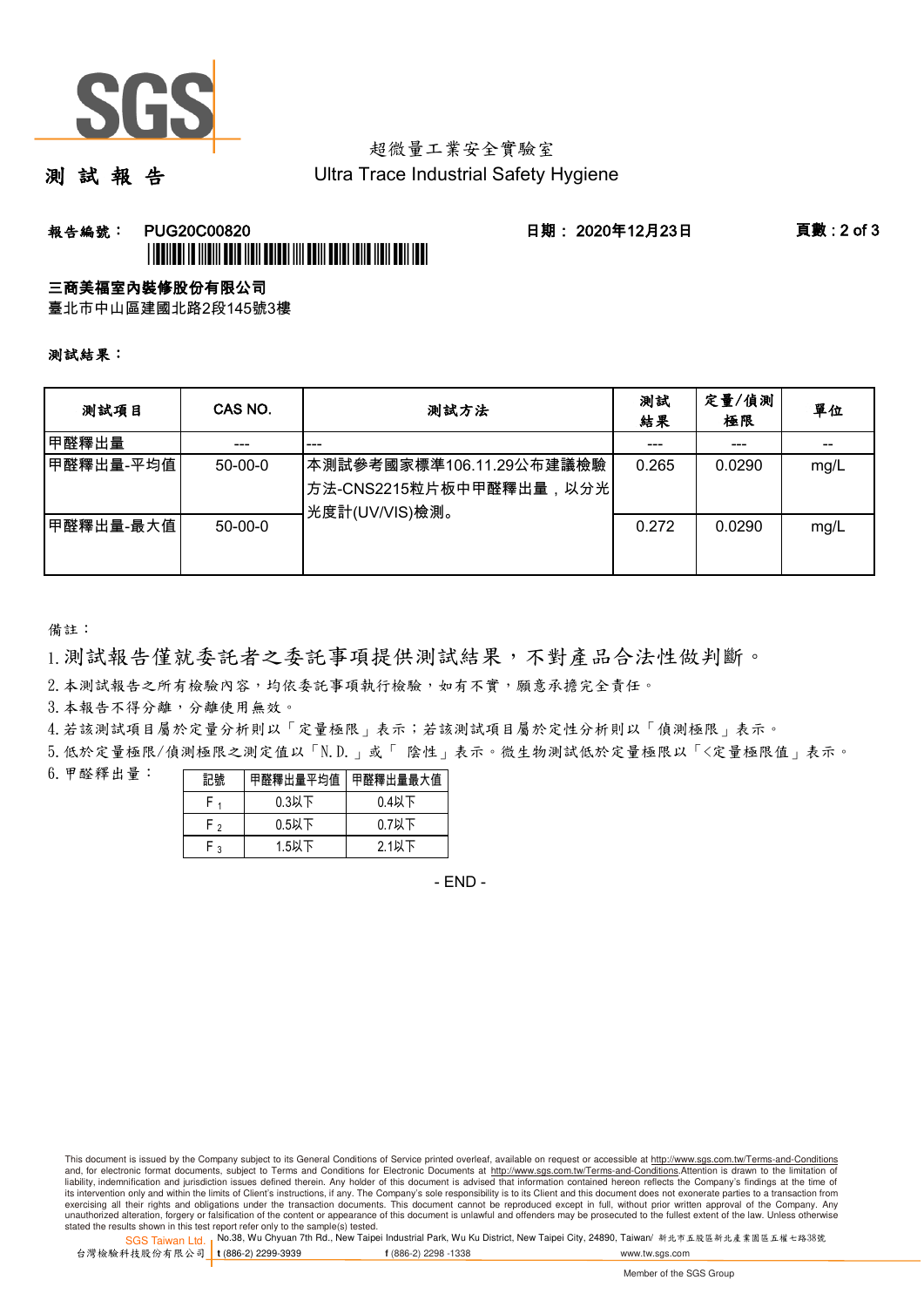# 測 試 報 告

超微量工業安全實驗室
Ultra Trace Industrial Safety Hygiene

**報告編號： PUG20C00820** **日期： 2020年12月23日** 

**三商美福室內裝修股份有限公司**
臺北市中山區建國北路2段145號3樓

**測試結果：**

| 測試項目 | CAS NO. | 測試方法 | 測試結果 | 定量/偵測極限 | 單位 |
|---|---|---|---|---|---|
| 甲醛釋出量 | --- | --- | --- | --- | -- |
| 甲醛釋出量-平均值 | 50-00-0 | 本測試參考國家標準106.11.29公布建議檢驗方法-CNS2215粒片板中甲醛釋出量，以分光光度計(UV/VIS)檢測。 | 0.265 | 0.0290 | mg/L |
| 甲醛釋出量-最大值 | 50-00-0 | | 0.272 | 0.0290 | mg/L |

備註：

1. 測試報告僅就委託者之委託事項提供測試結果，不對產品合法性做判斷。
2. 本測試報告之所有檢驗內容，均依委託事項執行檢驗，如有不實，願意承擔完全責任。
3. 本報告不得分離，分離使用無效。
4. 若該測試項目屬於定量分析則以「定量極限」表示；若該測試項目屬於定性分析則以「偵測極限」表示。
5. 低於定量極限/偵測極限之測定值以「N.D.」或「 陰性」表示。微生物測試低於定量極限以「<定量極限值」表示。
6. 甲醛釋出量：

| 記號 | 甲醛釋出量平均值 | 甲醛釋出量最大值 |
|---|---|---|
| $F_1$ | 0.3以下 | 0.4以下 |
| $F_2$ | 0.5以下 | 0.7以下 |
| $F_3$ | 1.5以下 | 2.1以下 |

- END -

This document is issued by the Company subject to its General Conditions of Service printed overleaf, available on request or accessible at http://www.sgs.com.tw/Terms-and-Conditions and, for electronic format documents, subject to Terms and Conditions for Electronic Documents at http://www.sgs.com.tw/Terms-and-Conditions.Attention is drawn to the limitation of liability, indemnification and jurisdiction issues defined therein. Any holder of this document is advised that information contained hereon reflects the Company's findings at the time of its intervention only and within the limits of Client's instructions, if any. The Company's sole responsibility is to its Client and this document does not exonerate parties to a transaction from exercising all their rights and obligations under the transaction documents. This document cannot be reproduced except in full, without prior written approval of the Company. Any unauthorized alteration, forgery or falsification of the content or appearance of this document is unlawful and offenders may be prosecuted to the fullest extent of the law. Unless otherwise stated the results shown in this test report refer only to the sample(s) tested.

SGS Taiwan Ltd. 台灣檢驗科技股份有限公司 | No.38, Wu Chyuan 7th Rd., New Taipei Industrial Park, Wu Ku District, New Taipei City, 24890, Taiwan/ 新北市五股區新北產業園區五權七路38號 | t (886-2) 2299-3939 f (886-2) 2298 -1338 www.tw.sgs.com

Member of the SGS Group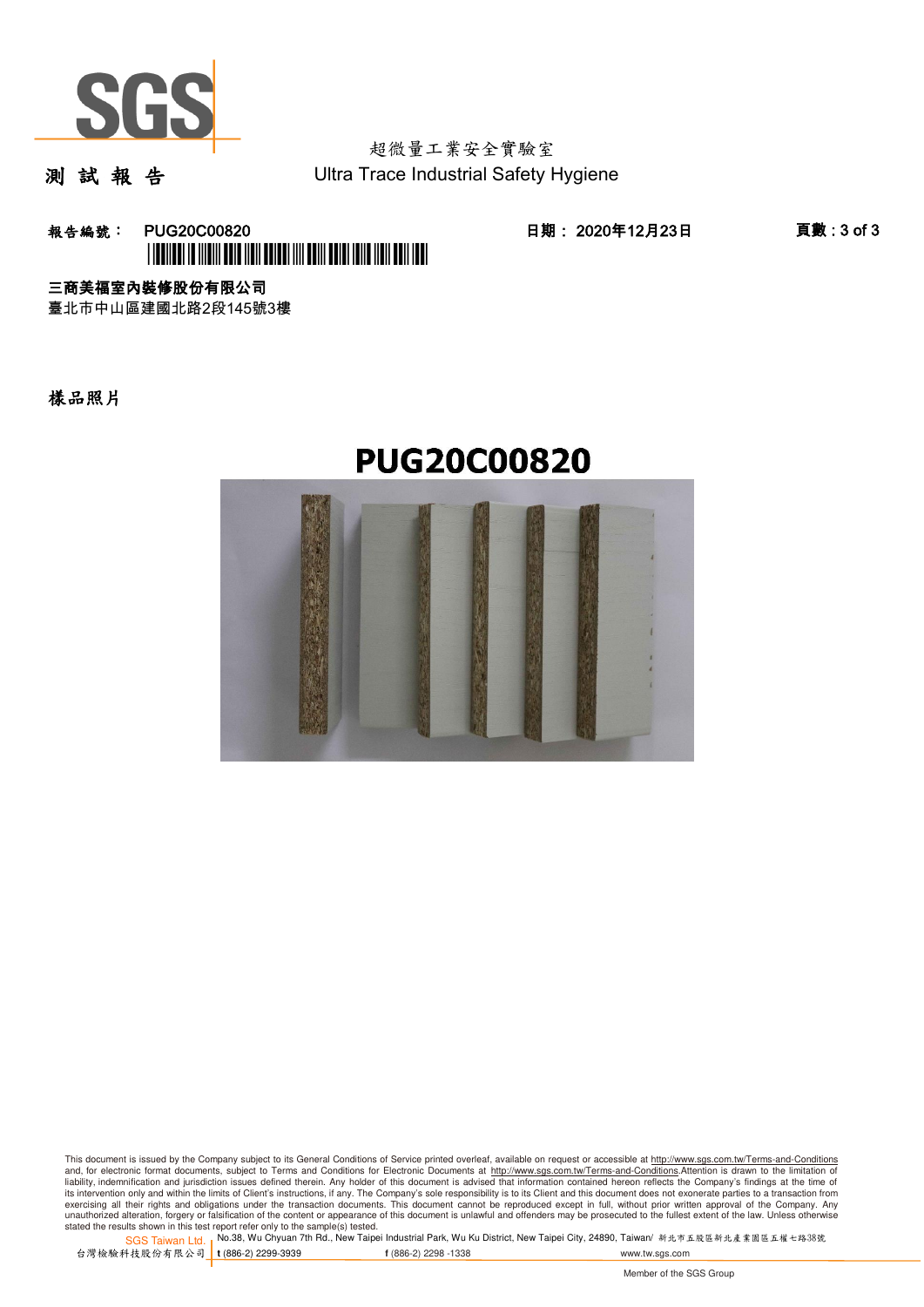超微量工業安全實驗室
Ultra Trace Industrial Safety Hygiene

# 測 試 報 告

**報告編號：** PUG20C00820

**日期：** 2020年12月23日

**三商美福室內裝修股份有限公司**
臺北市中山區建國北路2段145號3樓

## 樣品照片

**PUG20C00820**

This document is issued by the Company subject to its General Conditions of Service printed overleaf, available on request or accessible at http://www.sgs.com.tw/Terms-and-Conditions and, for electronic format documents, subject to Terms and Conditions for Electronic Documents at http://www.sgs.com.tw/Terms-and-Conditions.Attention is drawn to the limitation of liability, indemnification and jurisdiction issues defined therein. Any holder of this document is advised that information contained hereon reflects the Company's findings at the time of its intervention only and within the limits of Client's instructions, if any. The Company's sole responsibility is to its Client and this document does not exonerate parties to a transaction from exercising all their rights and obligations under the transaction documents. This document cannot be reproduced except in full, without prior written approval of the Company. Any unauthorized alteration, forgery or falsification of the content or appearance of this document is unlawful and offenders may be prosecuted to the fullest extent of the law. Unless otherwise stated the results shown in this test report refer only to the sample(s) tested.

SGS Taiwan Ltd. 台灣檢驗科技股份有限公司 | No.38, Wu Chyuan 7th Rd., New Taipei Industrial Park, Wu Ku District, New Taipei City, 24890, Taiwan/ 新北市五股區新北產業園區五權七路38號 | t (886-2) 2299-3939 | f (886-2) 2298 -1338 | www.tw.sgs.com

Member of the SGS Group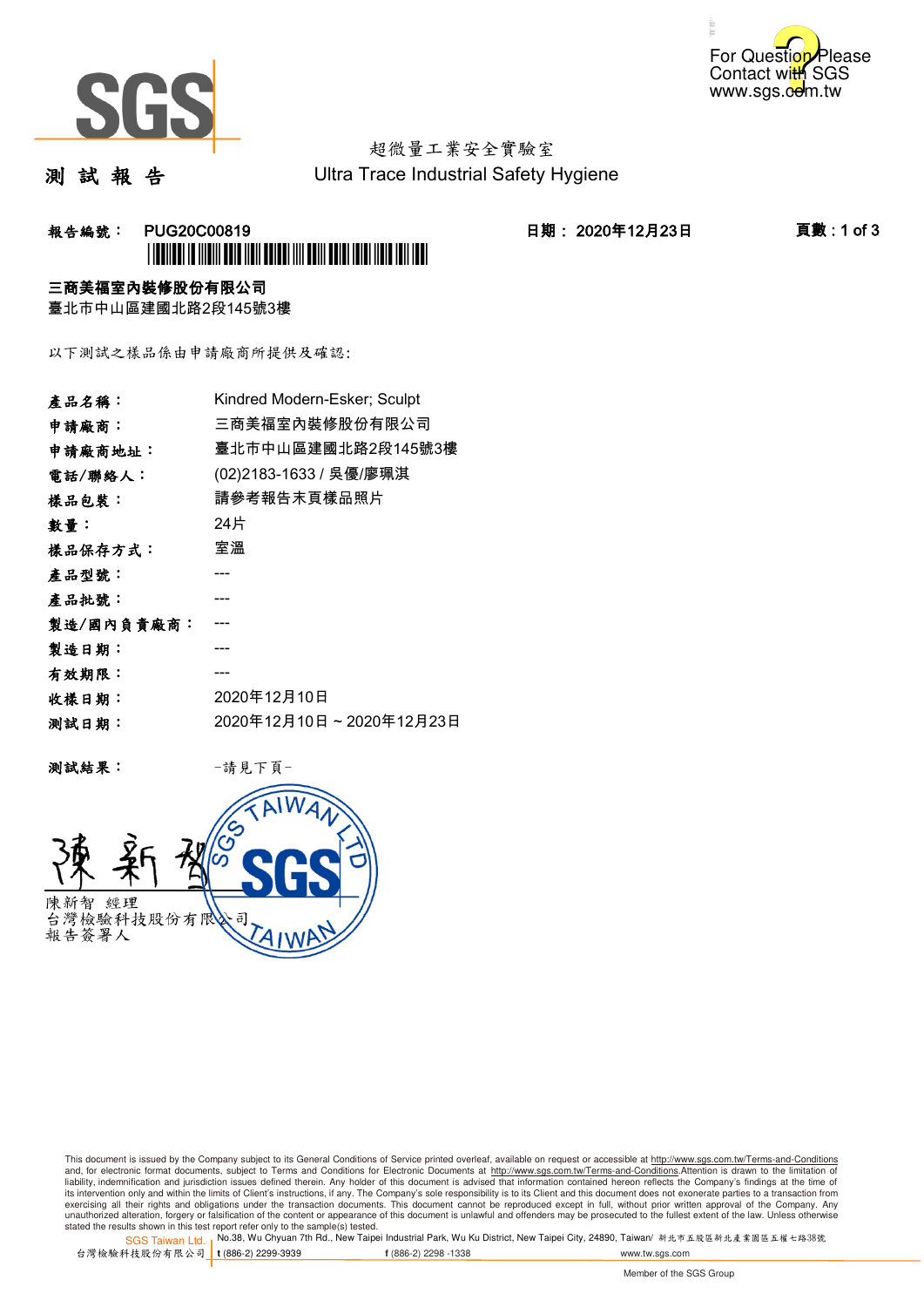# 測 試 報 告

超微量工業安全實驗室
Ultra Trace Industrial Safety Hygiene

**報告編號：** PUG20C00819　　**日期：** 2020年12月23日

**三商美福室內裝修股份有限公司**
臺北市中山區建國北路2段145號3樓

以下測試之樣品係由申請廠商所提供及確認:

| | |
|---|---|
| **產品名稱：** | Kindred Modern-Esker; Sculpt |
| **申請廠商：** | 三商美福室內裝修股份有限公司 |
| **申請廠商地址：** | 臺北市中山區建國北路2段145號3樓 |
| **電話/聯絡人：** | (02)2183-1633 / 吳優/廖珮淇 |
| **樣品包裝：** | 請參考報告末頁樣品照片 |
| **數量：** | 24片 |
| **樣品保存方式：** | 室溫 |
| **產品型號：** | --- |
| **產品批號：** | --- |
| **製造/國內負責廠商：** | --- |
| **製造日期：** | --- |
| **有效期限：** | --- |
| **收樣日期：** | 2020年12月10日 |
| **測試日期：** | 2020年12月10日 ~ 2020年12月23日 |

**測試結果：** -請見下頁-

陳新智　經理
台灣檢驗科技股份有限公司
報告簽署人

This document is issued by the Company subject to its General Conditions of Service printed overleaf, available on request or accessible at http://www.sgs.com.tw/Terms-and-Conditions and, for electronic format documents, subject to Terms and Conditions for Electronic Documents at http://www.sgs.com.tw/Terms-and-Conditions.Attention is drawn to the limitation of liability, indemnification and jurisdiction issues defined therein. Any holder of this document is advised that information contained hereon reflects the Company's findings at the time of its intervention only and within the limits of Client's instructions, if any. The Company's sole responsibility is to its Client and this document does not exonerate parties to a transaction from exercising all their rights and obligations under the transaction documents. This document cannot be reproduced except in full, without prior written approval of the Company. Any unauthorized alteration, forgery or falsification of the content or appearance of this document is unlawful and offenders may be prosecuted to the fullest extent of the law. Unless otherwise stated the results shown in this test report refer only to the sample(s) tested.

SGS Taiwan Ltd. 台灣檢驗科技股份有限公司 | No.38, Wu Chyuan 7th Rd., New Taipei Industrial Park, Wu Ku District, New Taipei City, 24890, Taiwan/ 新北市五股區新北產業園區五權七路38號 | t (886-2) 2299-3939 | f (886-2) 2298 -1338 | www.tw.sgs.com

Member of the SGS Group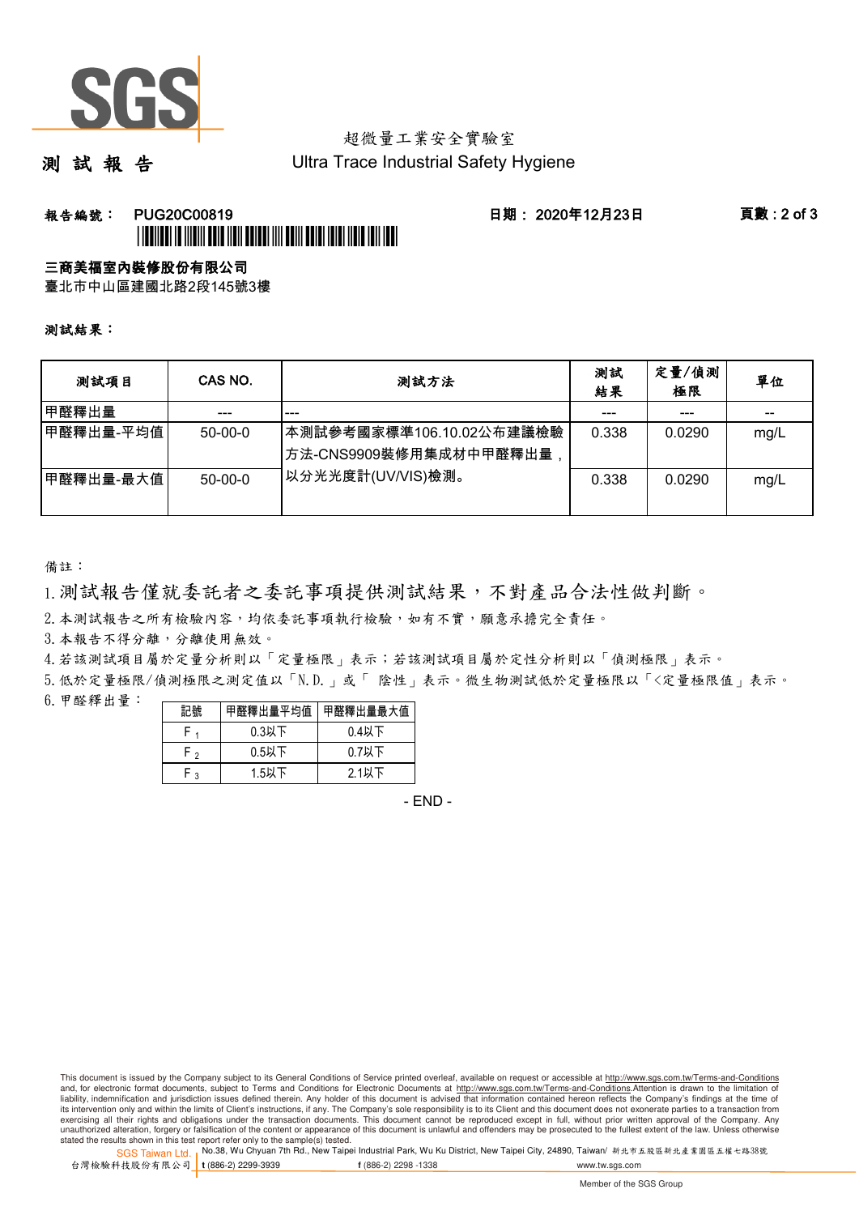# 測 試 報 告

超微量工業安全實驗室
Ultra Trace Industrial Safety Hygiene

**報告編號： PUG20C00819** **日期： 2020年12月23日**

**三商美福室內裝修股份有限公司**
臺北市中山區建國北路2段145號3樓

**測試結果：**

| 測試項目 | CAS NO. | 測試方法 | 測試結果 | 定量/偵測極限 | 單位 |
|---|---|---|---|---|---|
| 甲醛釋出量 | --- | --- | --- | --- | -- |
| 甲醛釋出量-平均值 | 50-00-0 | 本測試參考國家標準106.10.02公布建議檢驗方法-CNS9909裝修用集成材中甲醛釋出量，以分光光度計(UV/VIS)檢測。 | 0.338 | 0.0290 | mg/L |
| 甲醛釋出量-最大值 | 50-00-0 | | 0.338 | 0.0290 | mg/L |

備註：

1. 測試報告僅就委託者之委託事項提供測試結果，不對產品合法性做判斷。
2. 本測試報告之所有檢驗內容，均依委託事項執行檢驗，如有不實，願意承擔完全責任。
3. 本報告不得分離，分離使用無效。
4. 若該測試項目屬於定量分析則以「定量極限」表示；若該測試項目屬於定性分析則以「偵測極限」表示。
5. 低於定量極限/偵測極限之測定值以「N. D.」或「 陰性」表示。微生物測試低於定量極限以「<定量極限值」表示。
6. 甲醛釋出量：

| 記號 | 甲醛釋出量平均值 | 甲醛釋出量最大值 |
|---|---|---|
| $F_1$ | 0.3以下 | 0.4以下 |
| $F_2$ | 0.5以下 | 0.7以下 |
| $F_3$ | 1.5以下 | 2.1以下 |

- END -

This document is issued by the Company subject to its General Conditions of Service printed overleaf, available on request or accessible at http://www.sgs.com.tw/Terms-and-Conditions and, for electronic format documents, subject to Terms and Conditions for Electronic Documents at http://www.sgs.com.tw/Terms-and-Conditions.Attention is drawn to the limitation of liability, indemnification and jurisdiction issues defined therein. Any holder of this document is advised that information contained hereon reflects the Company's findings at the time of its intervention only and within the limits of Client's instructions, if any. The Company's sole responsibility is to its Client and this document does not exonerate parties to a transaction from exercising all their rights and obligations under the transaction documents. This document cannot be reproduced except in full, without prior written approval of the Company. Any unauthorized alteration, forgery or falsification of the content or appearance of this document is unlawful and offenders may be prosecuted to the fullest extent of the law. Unless otherwise stated the results shown in this test report refer only to the sample(s) tested.

SGS Taiwan Ltd. 台灣檢驗科技股份有限公司 | No.38, Wu Chyuan 7th Rd., New Taipei Industrial Park, Wu Ku District, New Taipei City, 24890, Taiwan/ 新北市五股區新北產業園區五權七路38號 | t (886-2) 2299-3939 f (886-2) 2298 -1338 www.tw.sgs.com

Member of the SGS Group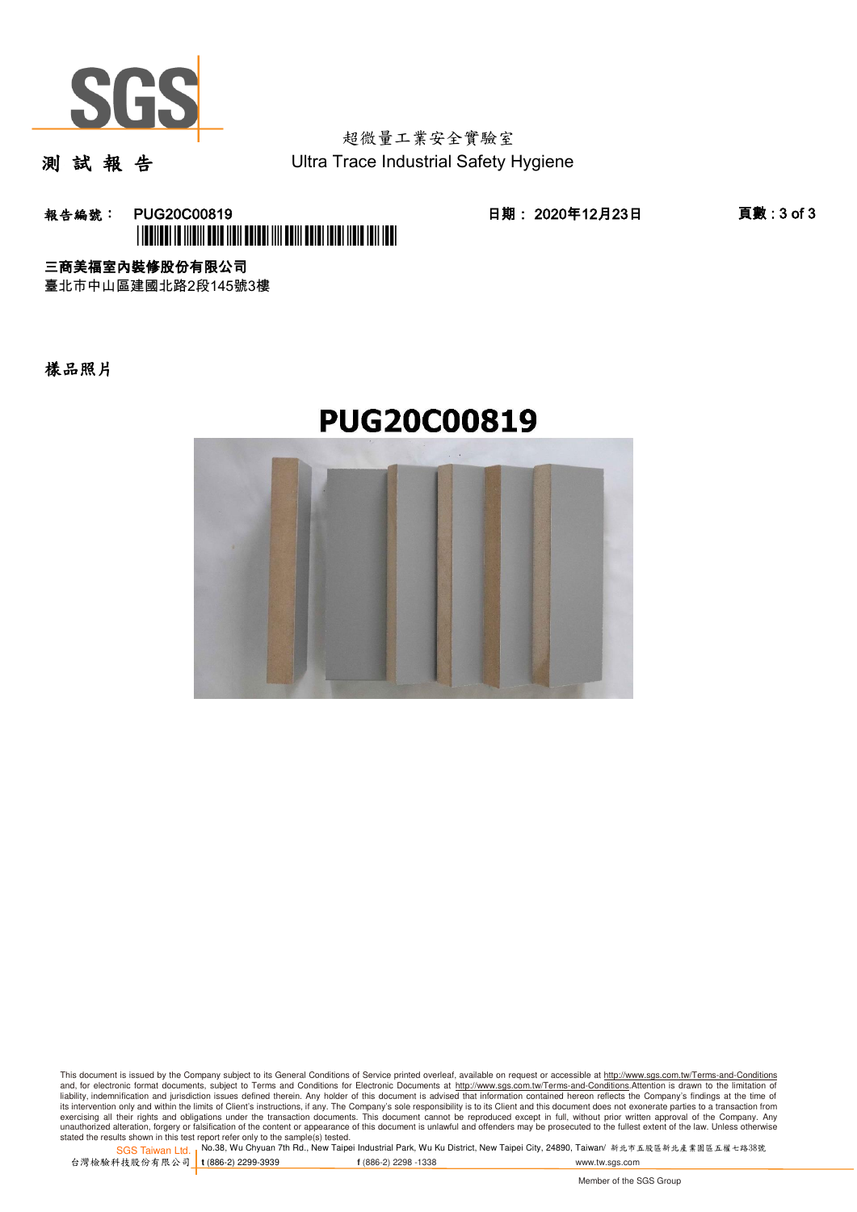超微量工業安全實驗室

# 測 試 報 告

Ultra Trace Industrial Safety Hygiene

**報告編號： PUG20C00819** **日期： 2020年12月23日**

**三商美福室內裝修股份有限公司**

臺北市中山區建國北路2段145號3樓

## 樣品照片

**PUG20C00819**

This document is issued by the Company subject to its General Conditions of Service printed overleaf, available on request or accessible at http://www.sgs.com.tw/Terms-and-Conditions and, for electronic format documents, subject to Terms and Conditions for Electronic Documents at http://www.sgs.com.tw/Terms-and-Conditions.Attention is drawn to the limitation of liability, indemnification and jurisdiction issues defined therein. Any holder of this document is advised that information contained hereon reflects the Company's findings at the time of its intervention only and within the limits of Client's instructions, if any. The Company's sole responsibility is to its Client and this document does not exonerate parties to a transaction from exercising all their rights and obligations under the transaction documents. This document cannot be reproduced except in full, without prior written approval of the Company. Any unauthorized alteration, forgery or falsification of the content or appearance of this document is unlawful and offenders may be prosecuted to the fullest extent of the law. Unless otherwise stated the results shown in this test report refer only to the sample(s) tested.

SGS Taiwan Ltd. 台灣檢驗科技股份有限公司 | No.38, Wu Chyuan 7th Rd., New Taipei Industrial Park, Wu Ku District, New Taipei City, 24890, Taiwan/ 新北市五股區新北產業園區五權七路38號 | t (886-2) 2299-3939 f (886-2) 2298 -1338 www.tw.sgs.com

Member of the SGS Group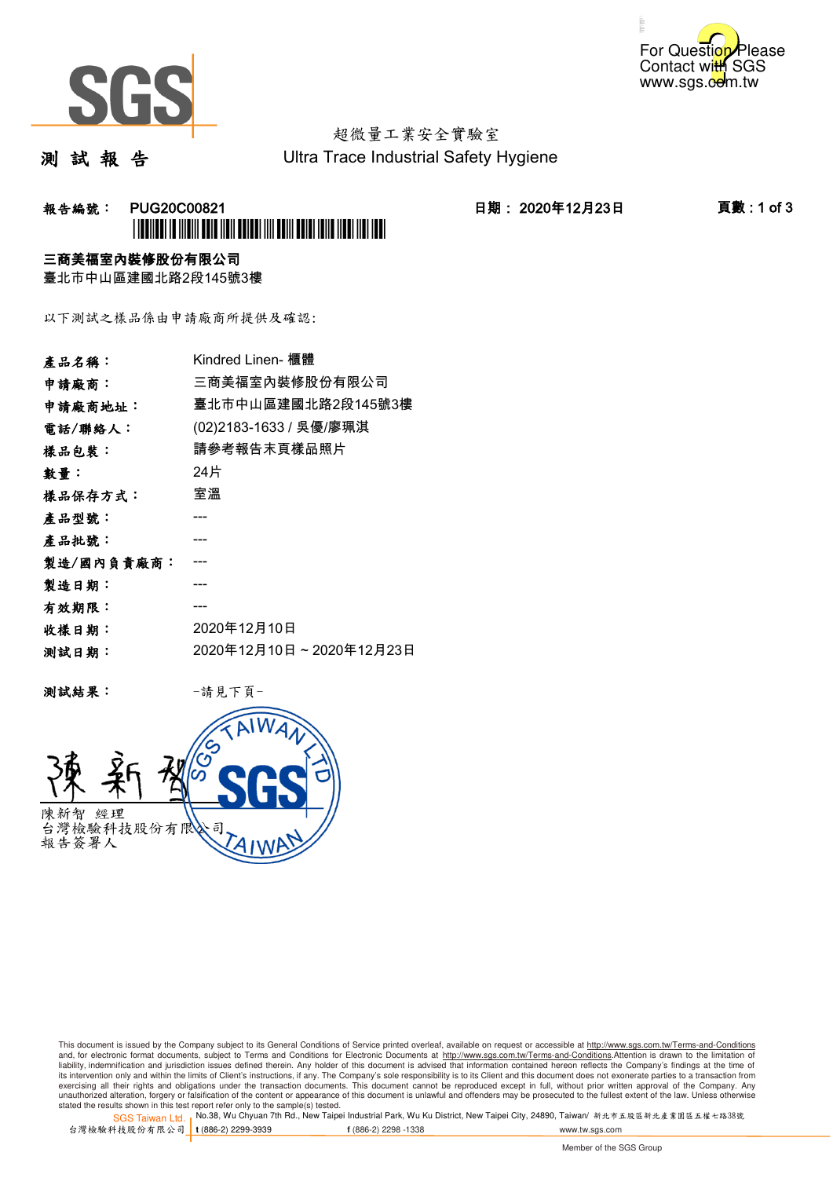超微量工業安全實驗室

Ultra Trace Industrial Safety Hygiene

# 測 試 報 告

**報告編號： PUG20C00821**

**日期： 2020年12月23日**

**三商美福室內裝修股份有限公司**

臺北市中山區建國北路2段145號3樓

以下測試之樣品係由申請廠商所提供及確認:

| | |
|---|---|
| **產品名稱：** | Kindred Linen- 櫃體 |
| **申請廠商：** | 三商美福室內裝修股份有限公司 |
| **申請廠商地址：** | 臺北市中山區建國北路2段145號3樓 |
| **電話/聯絡人：** | (02)2183-1633 / 吳優/廖珮淇 |
| **樣品包裝：** | 請參考報告末頁樣品照片 |
| **數量：** | 24片 |
| **樣品保存方式：** | 室溫 |
| **產品型號：** | --- |
| **產品批號：** | --- |
| **製造/國內負責廠商：** | --- |
| **製造日期：** | --- |
| **有效期限：** | --- |
| **收樣日期：** | 2020年12月10日 |
| **測試日期：** | 2020年12月10日 ~ 2020年12月23日 |

**測試結果：** -請見下頁-

陳新智 經理

台灣檢驗科技股份有限公司

報告簽署人

This document is issued by the Company subject to its General Conditions of Service printed overleaf, available on request or accessible at http://www.sgs.com.tw/Terms-and-Conditions and, for electronic format documents, subject to Terms and Conditions for Electronic Documents at http://www.sgs.com.tw/Terms-and-Conditions.Attention is drawn to the limitation of liability, indemnification and jurisdiction issues defined therein. Any holder of this document is advised that information contained hereon reflects the Company's findings at the time of its intervention only and within the limits of Client's instructions, if any. The Company's sole responsibility is to its Client and this document does not exonerate parties to a transaction from exercising all their rights and obligations under the transaction documents. This document cannot be reproduced except in full, without prior written approval of the Company. Any unauthorized alteration, forgery or falsification of the content or appearance of this document is unlawful and offenders may be prosecuted to the fullest extent of the law. Unless otherwise stated the results shown in this test report refer only to the sample(s) tested.

SGS Taiwan Ltd. 台灣檢驗科技股份有限公司 | No.38, Wu Chyuan 7th Rd., New Taipei Industrial Park, Wu Ku District, New Taipei City, 24890, Taiwan/ 新北市五股區新北產業園區五權七路38號 | t (886-2) 2299-3939 f (886-2) 2298 -1338 www.tw.sgs.com

Member of the SGS Group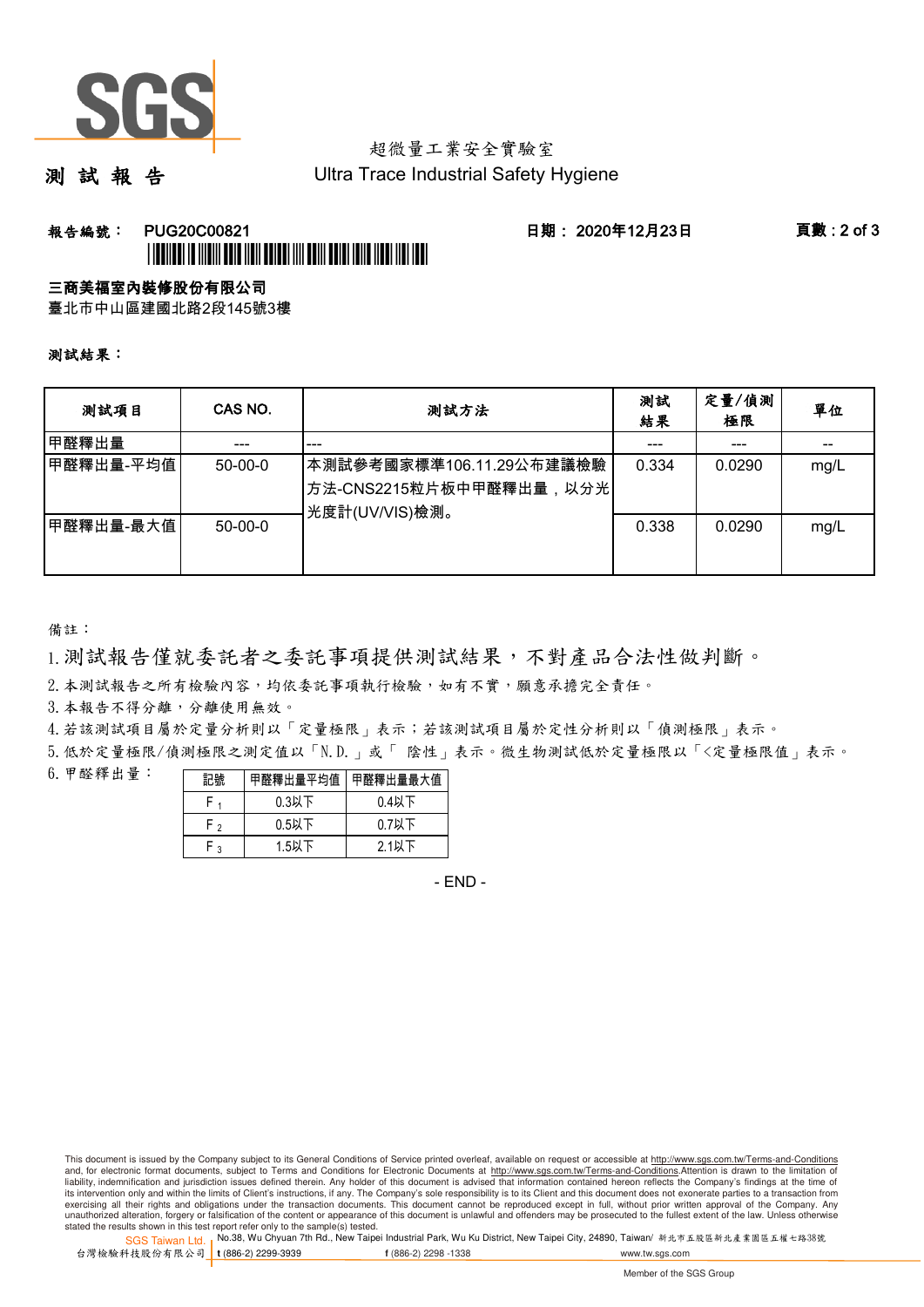超微量工業安全實驗室
Ultra Trace Industrial Safety Hygiene

# 測 試 報 告

**報告編號： PUG20C00821** **日期： 2020年12月23日**

**三商美福室內裝修股份有限公司**
臺北市中山區建國北路2段145號3樓

**測試結果：**

| 測試項目 | CAS NO. | 測試方法 | 測試結果 | 定量/偵測極限 | 單位 |
|---|---|---|---|---|---|
| 甲醛釋出量 | --- | --- | --- | --- | -- |
| 甲醛釋出量-平均值 | 50-00-0 | 本測試參考國家標準106.11.29公布建議檢驗方法-CNS2215粒片板中甲醛釋出量，以分光光度計(UV/VIS)檢測。 | 0.334 | 0.0290 | mg/L |
| 甲醛釋出量-最大值 | 50-00-0 | | 0.338 | 0.0290 | mg/L |

備註：

1. 測試報告僅就委託者之委託事項提供測試結果，不對產品合法性做判斷。
2. 本測試報告之所有檢驗內容，均依委託事項執行檢驗，如有不實，願意承擔完全責任。
3. 本報告不得分離，分離使用無效。
4. 若該測試項目屬於定量分析則以「定量極限」表示；若該測試項目屬於定性分析則以「偵測極限」表示。
5. 低於定量極限/偵測極限之測定值以「N.D.」或「 陰性」表示。微生物測試低於定量極限以「<定量極限值」表示。
6. 甲醛釋出量：

| 記號 | 甲醛釋出量平均值 | 甲醛釋出量最大值 |
|---|---|---|
| $F_1$ | 0.3以下 | 0.4以下 |
| $F_2$ | 0.5以下 | 0.7以下 |
| $F_3$ | 1.5以下 | 2.1以下 |

- END -

This document is issued by the Company subject to its General Conditions of Service printed overleaf, available on request or accessible at http://www.sgs.com.tw/Terms-and-Conditions and, for electronic format documents, subject to Terms and Conditions for Electronic Documents at http://www.sgs.com.tw/Terms-and-Conditions.Attention is drawn to the limitation of liability, indemnification and jurisdiction issues defined therein. Any holder of this document is advised that information contained hereon reflects the Company's findings at the time of its intervention only and within the limits of Client's instructions, if any. The Company's sole responsibility is to its Client and this document does not exonerate parties to a transaction from exercising all their rights and obligations under the transaction documents. This document cannot be reproduced except in full, without prior written approval of the Company. Any unauthorized alteration, forgery or falsification of the content or appearance of this document is unlawful and offenders may be prosecuted to the fullest extent of the law. Unless otherwise stated the results shown in this test report refer only to the sample(s) tested.

SGS Taiwan Ltd. 台灣檢驗科技股份有限公司 | No.38, Wu Chyuan 7th Rd., New Taipei Industrial Park, Wu Ku District, New Taipei City, 24890, Taiwan/ 新北市五股區新北產業園區五權七路38號 | t (886-2) 2299-3939 f (886-2) 2298 -1338 www.tw.sgs.com

Member of the SGS Group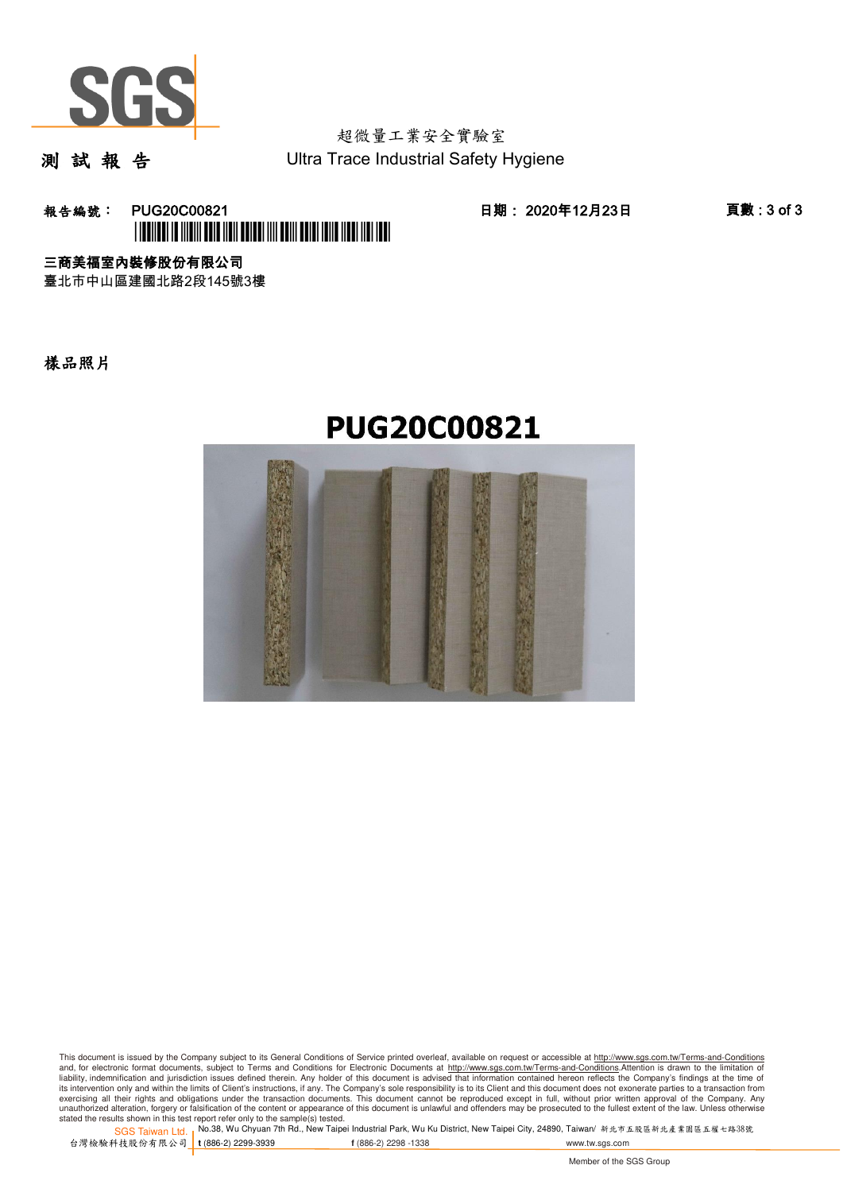超微量工業安全實驗室
Ultra Trace Industrial Safety Hygiene

# 測 試 報 告

**報告編號： PUG20C00821** **日期： 2020年12月23日**

**三商美福室內裝修股份有限公司**
臺北市中山區建國北路2段145號3樓

**樣品照片**

**PUG20C00821**

This document is issued by the Company subject to its General Conditions of Service printed overleaf, available on request or accessible at http://www.sgs.com.tw/Terms-and-Conditions and, for electronic format documents, subject to Terms and Conditions for Electronic Documents at http://www.sgs.com.tw/Terms-and-Conditions.Attention is drawn to the limitation of liability, indemnification and jurisdiction issues defined therein. Any holder of this document is advised that information contained hereon reflects the Company's findings at the time of its intervention only and within the limits of Client's instructions, if any. The Company's sole responsibility is to its Client and this document does not exonerate parties to a transaction from exercising all their rights and obligations under the transaction documents. This document cannot be reproduced except in full, without prior written approval of the Company. Any unauthorized alteration, forgery or falsification of the content or appearance of this document is unlawful and offenders may be prosecuted to the fullest extent of the law. Unless otherwise stated the results shown in this test report refer only to the sample(s) tested.

SGS Taiwan Ltd. 台灣檢驗科技股份有限公司 | No.38, Wu Chyuan 7th Rd., New Taipei Industrial Park, Wu Ku District, New Taipei City, 24890, Taiwan/ 新北市五股區新北產業園區五權七路38號 | t (886-2) 2299-3939 | f (886-2) 2298 -1338 | www.tw.sgs.com

Member of the SGS Group